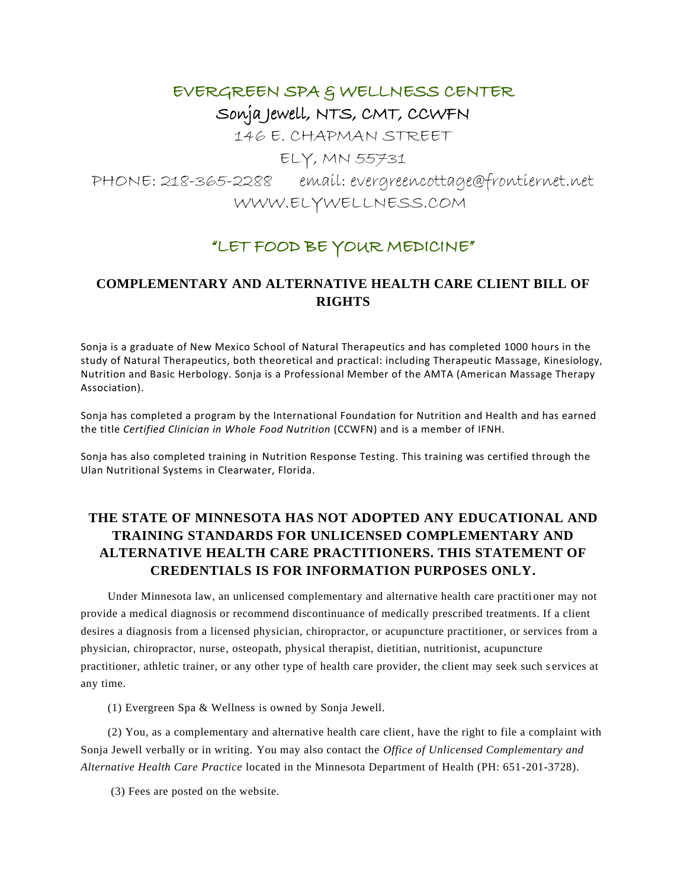# EVERGREEN SPA & WELLNESS CENTER

## Sonja Jewell, NTS, CMT, CCWFN

146 E. CHAPMAN STREET

ELY, MN 55731

PHONE: 218-365-2288 email: evergreencottage@frontiernet.net

WWW.ELYWELLNESS.COM

## "LET FOOD BE YOUR MEDICINE"

## COMPLEMENTARY AND ALTERNATIVE HEALTH CARE CLIENT BILL OF RIGHTS

Sonja is a graduate of New Mexico School of Natural Therapeutics and has completed 1000 hours in the study of Natural Therapeutics, both theoretical and practical: including Therapeutic Massage, Kinesiology, Nutrition and Basic Herbology. Sonja is a Professional Member of the AMTA (American Massage Therapy Association).

Sonja has completed a program by the International Foundation for Nutrition and Health and has earned the title *Certified Clinician in Whole Food Nutrition* (CCWFN) and is a member of IFNH.

Sonja has also completed training in Nutrition Response Testing. This training was certified through the Ulan Nutritional Systems in Clearwater, Florida.

## THE STATE OF MINNESOTA HAS NOT ADOPTED ANY EDUCATIONAL AND TRAINING STANDARDS FOR UNLICENSED COMPLEMENTARY AND ALTERNATIVE HEALTH CARE PRACTITIONERS. THIS STATEMENT OF CREDENTIALS IS FOR INFORMATION PURPOSES ONLY.

Under Minnesota law, an unlicensed complementary and alternative health care practitioner may not provide a medical diagnosis or recommend discontinuance of medically prescribed treatments. If a client desires a diagnosis from a licensed physician, chiropractor, or acupuncture practitioner, or services from a physician, chiropractor, nurse, osteopath, physical therapist, dietitian, nutritionist, acupuncture practitioner, athletic trainer, or any other type of health care provider, the client may seek such services at any time.

(1) Evergreen Spa & Wellness is owned by Sonja Jewell.

(2) You, as a complementary and alternative health care client, have the right to file a complaint with Sonja Jewell verbally or in writing. You may also contact the *Office of Unlicensed Complementary and Alternative Health Care Practice* located in the Minnesota Department of Health (PH: 651-201-3728).

(3) Fees are posted on the website.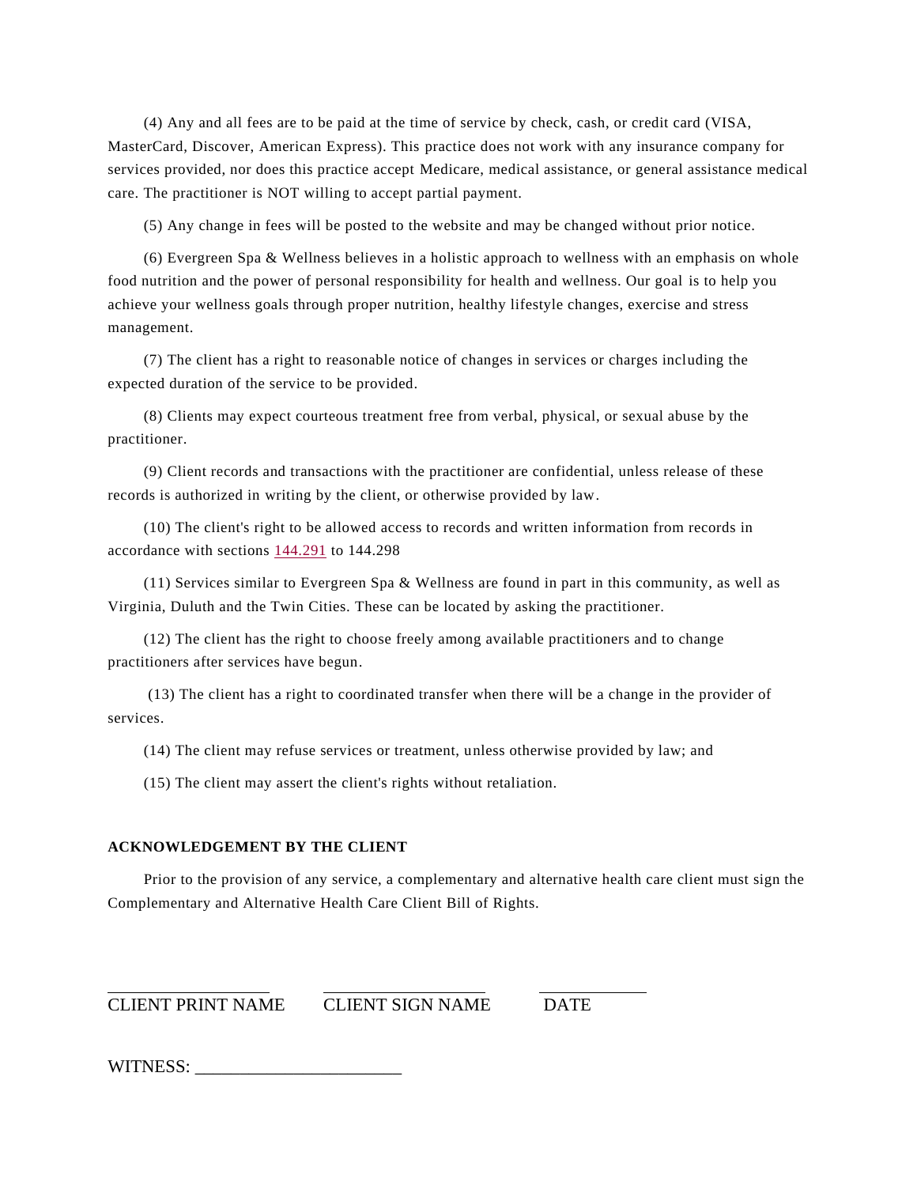(4) Any and all fees are to be paid at the time of service by check, cash, or credit card (VISA, MasterCard, Discover, American Express). This practice does not work with any insurance company for services provided, nor does this practice accept Medicare, medical assistance, or general assistance medical care. The practitioner is NOT willing to accept partial payment.

(5) Any change in fees will be posted to the website and may be changed without prior notice.

(6) Evergreen Spa & Wellness believes in a holistic approach to wellness with an emphasis on whole food nutrition and the power of personal responsibility for health and wellness. Our goal is to help you achieve your wellness goals through proper nutrition, healthy lifestyle changes, exercise and stress management.

(7) The client has a right to reasonable notice of changes in services or charges including the expected duration of the service to be provided.

(8) Clients may expect courteous treatment free from verbal, physical, or sexual abuse by the practitioner.

(9) Client records and transactions with the practitioner are confidential, unless release of these records is authorized in writing by the client, or otherwise provided by law.

(10) The client's right to be allowed access to records and written information from records in accordance with sections 144.291 to 144.298

(11) Services similar to Evergreen Spa & Wellness are found in part in this community, as well as Virginia, Duluth and the Twin Cities. These can be located by asking the practitioner.

(12) The client has the right to choose freely among available practitioners and to change practitioners after services have begun.

(13) The client has a right to coordinated transfer when there will be a change in the provider of services.

(14) The client may refuse services or treatment, unless otherwise provided by law; and

(15) The client may assert the client's rights without retaliation.

**ACKNOWLEDGEMENT BY THE CLIENT**

Prior to the provision of any service, a complementary and alternative health care client must sign the Complementary and Alternative Health Care Client Bill of Rights.

\_\_\_\_\_\_\_\_\_\_\_\_\_\_\_\_\_\_\_\_ \_\_\_\_\_\_\_\_\_\_\_\_\_\_\_\_\_\_\_\_ \_\_\_\_\_\_\_\_\_\_\_\_\_

CLIENT PRINT NAME    CLIENT SIGN NAME    DATE

WITNESS: \_\_\_\_\_\_\_\_\_\_\_\_\_\_\_\_\_\_\_\_\_\_\_